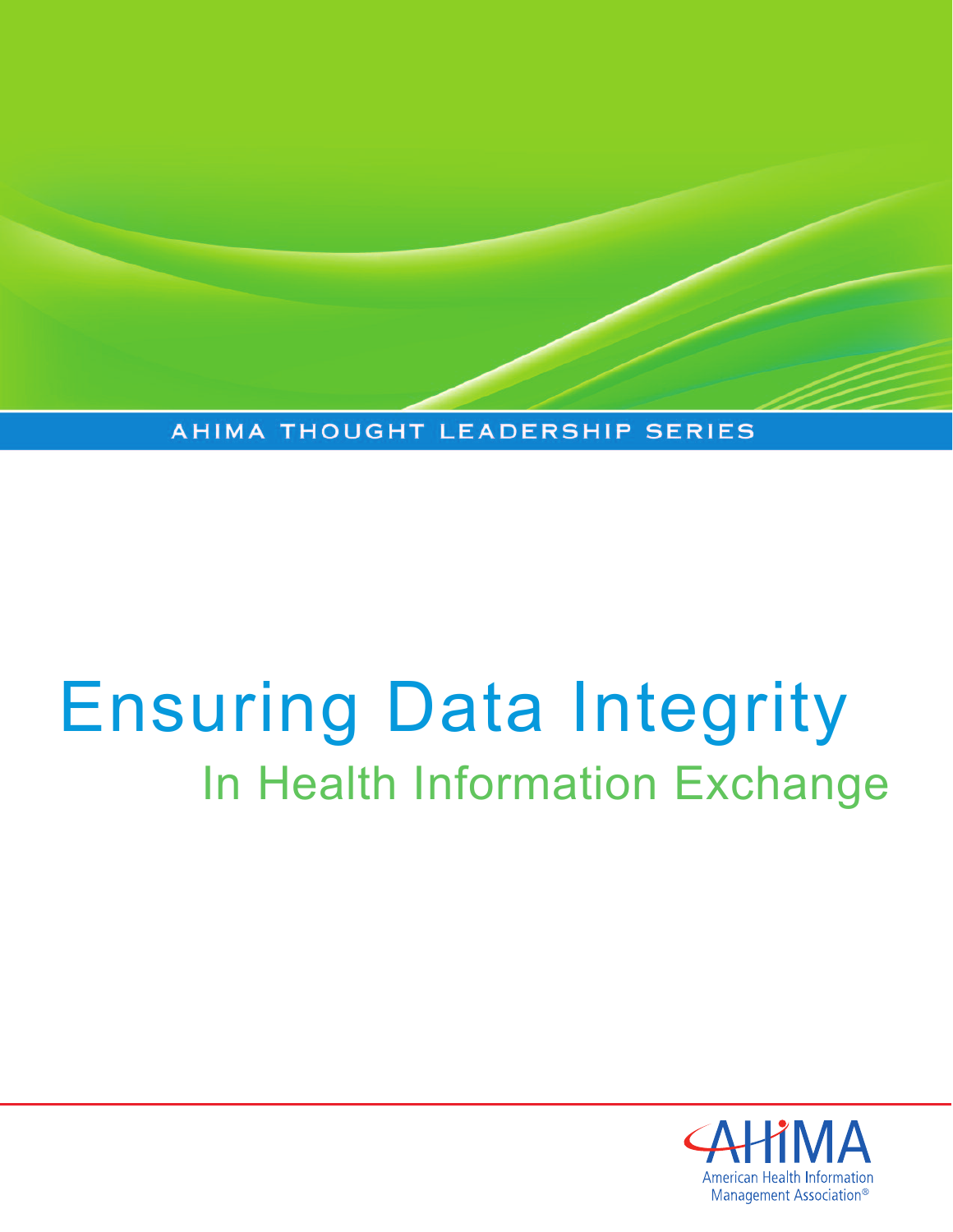AHIMA THOUGHT LEADERSHIP SERIES

# Ensuring Data Integrity

## In Health Information Exchange

AHIMA

American Health Information Management Association®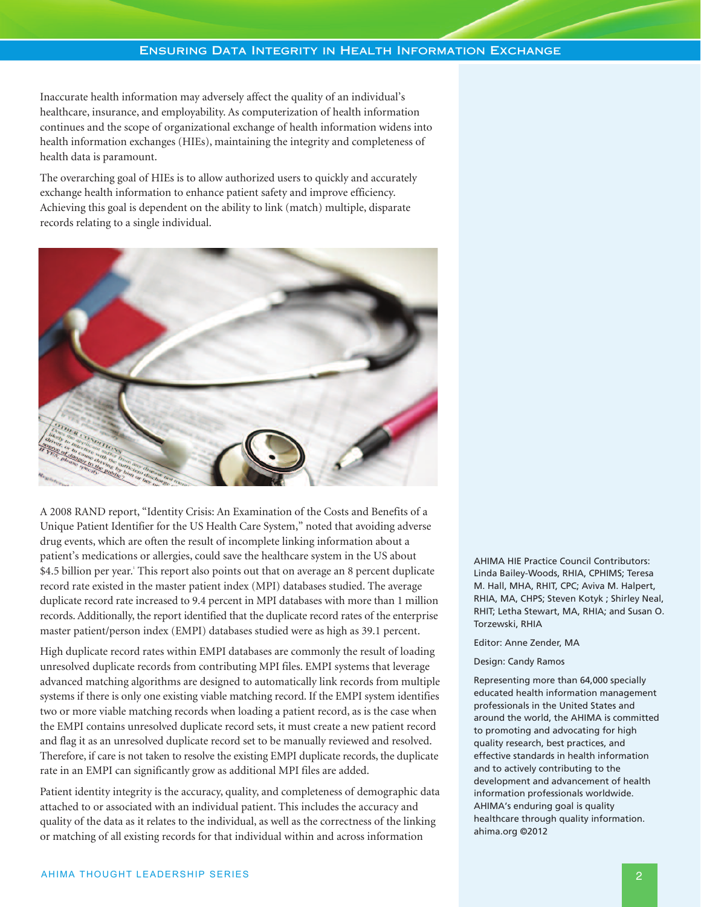Inaccurate health information may adversely affect the quality of an individual's healthcare, insurance, and employability. As computerization of health information continues and the scope of organizational exchange of health information widens into health information exchanges (HIEs), maintaining the integrity and completeness of health data is paramount.

The overarching goal of HIEs is to allow authorized users to quickly and accurately exchange health information to enhance patient safety and improve efficiency. Achieving this goal is dependent on the ability to link (match) multiple, disparate records relating to a single individual.

A 2008 RAND report, "Identity Crisis: An Examination of the Costs and Benefits of a Unique Patient Identifier for the US Health Care System," noted that avoiding adverse drug events, which are often the result of incomplete linking information about a patient's medications or allergies, could save the healthcare system in the US about $4.5 billion per year.[1] This report also points out that on average an 8 percent duplicate record rate existed in the master patient index (MPI) databases studied. The average duplicate record rate increased to 9.4 percent in MPI databases with more than 1 million records. Additionally, the report identified that the duplicate record rates of the enterprise master patient/person index (EMPI) databases studied were as high as 39.1 percent.

High duplicate record rates within EMPI databases are commonly the result of loading unresolved duplicate records from contributing MPI files. EMPI systems that leverage advanced matching algorithms are designed to automatically link records from multiple systems if there is only one existing viable matching record. If the EMPI system identifies two or more viable matching records when loading a patient record, as is the case when the EMPI contains unresolved duplicate record sets, it must create a new patient record and flag it as an unresolved duplicate record set to be manually reviewed and resolved. Therefore, if care is not taken to resolve the existing EMPI duplicate records, the duplicate rate in an EMPI can significantly grow as additional MPI files are added.

Patient identity integrity is the accuracy, quality, and completeness of demographic data attached to or associated with an individual patient. This includes the accuracy and quality of the data as it relates to the individual, as well as the correctness of the linking or matching of all existing records for that individual within and across information

AHIMA HIE Practice Council Contributors: Linda Bailey-Woods, RHIA, CPHIMS; Teresa M. Hall, MHA, RHIT, CPC; Aviva M. Halpert, RHIA, MA, CHPS; Steven Kotyk ; Shirley Neal, RHIT; Letha Stewart, MA, RHIA; and Susan O. Torzewski, RHIA

Editor: Anne Zender, MA

Design: Candy Ramos

Representing more than 64,000 specially educated health information management professionals in the United States and around the world, the AHIMA is committed to promoting and advocating for high quality research, best practices, and effective standards in health information and to actively contributing to the development and advancement of health information professionals worldwide. AHIMA's enduring goal is quality healthcare through quality information. ahima.org ©2012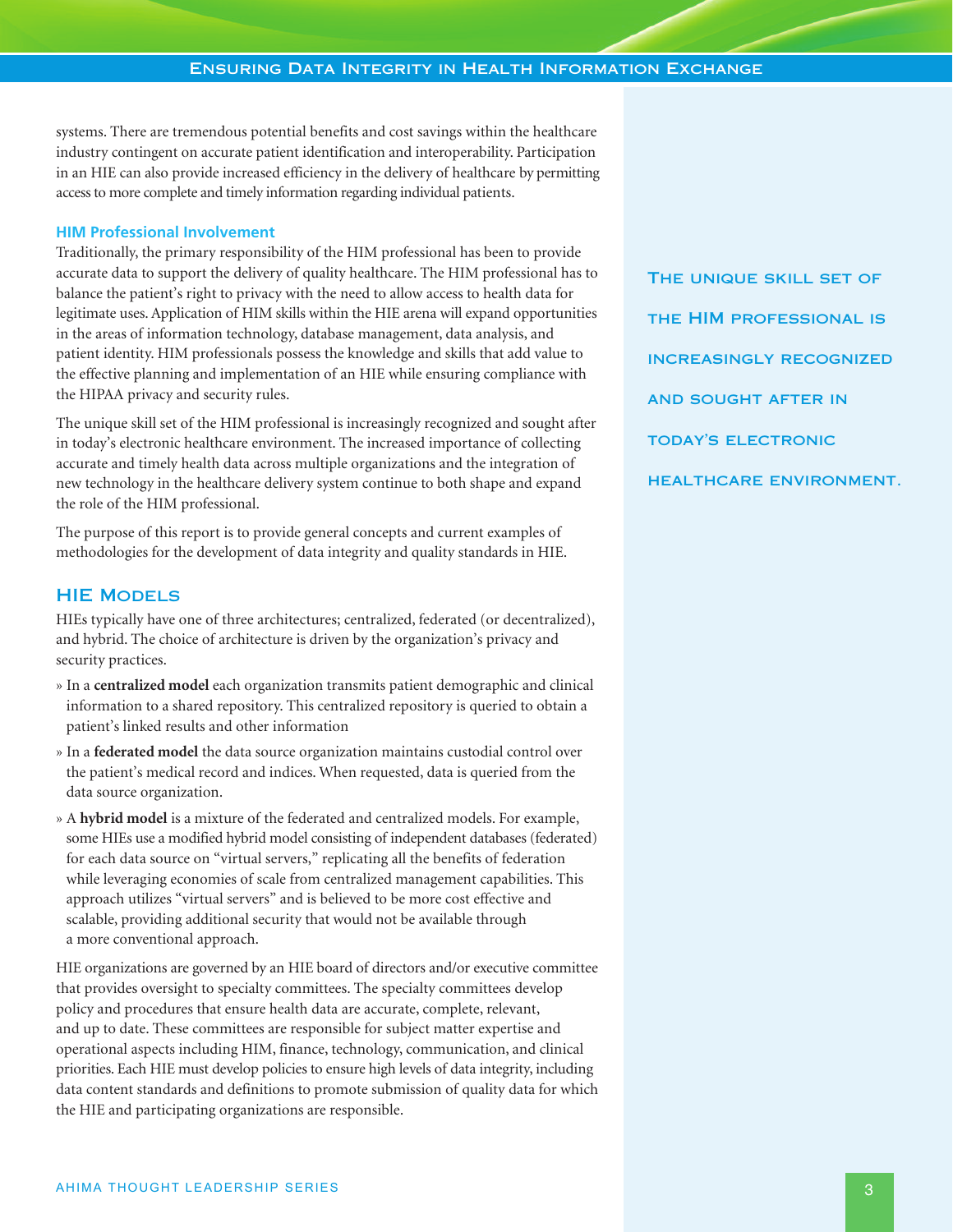systems. There are tremendous potential benefits and cost savings within the healthcare industry contingent on accurate patient identification and interoperability. Participation in an HIE can also provide increased efficiency in the delivery of healthcare by permitting access to more complete and timely information regarding individual patients.

### HIM Professional Involvement

Traditionally, the primary responsibility of the HIM professional has been to provide accurate data to support the delivery of quality healthcare. The HIM professional has to balance the patient's right to privacy with the need to allow access to health data for legitimate uses. Application of HIM skills within the HIE arena will expand opportunities in the areas of information technology, database management, data analysis, and patient identity. HIM professionals possess the knowledge and skills that add value to the effective planning and implementation of an HIE while ensuring compliance with the HIPAA privacy and security rules.

The unique skill set of the HIM professional is increasingly recognized and sought after in today's electronic healthcare environment. The increased importance of collecting accurate and timely health data across multiple organizations and the integration of new technology in the healthcare delivery system continue to both shape and expand the role of the HIM professional.

The purpose of this report is to provide general concepts and current examples of methodologies for the development of data integrity and quality standards in HIE.

> The unique skill set of the HIM professional is increasingly recognized and sought after in today's electronic healthcare environment.

## HIE Models

HIEs typically have one of three architectures; centralized, federated (or decentralized), and hybrid. The choice of architecture is driven by the organization's privacy and security practices.

» In a **centralized model** each organization transmits patient demographic and clinical information to a shared repository. This centralized repository is queried to obtain a patient's linked results and other information

» In a **federated model** the data source organization maintains custodial control over the patient's medical record and indices. When requested, data is queried from the data source organization.

» A **hybrid model** is a mixture of the federated and centralized models. For example, some HIEs use a modified hybrid model consisting of independent databases (federated) for each data source on "virtual servers," replicating all the benefits of federation while leveraging economies of scale from centralized management capabilities. This approach utilizes "virtual servers" and is believed to be more cost effective and scalable, providing additional security that would not be available through a more conventional approach.

HIE organizations are governed by an HIE board of directors and/or executive committee that provides oversight to specialty committees. The specialty committees develop policy and procedures that ensure health data are accurate, complete, relevant, and up to date. These committees are responsible for subject matter expertise and operational aspects including HIM, finance, technology, communication, and clinical priorities. Each HIE must develop policies to ensure high levels of data integrity, including data content standards and definitions to promote submission of quality data for which the HIE and participating organizations are responsible.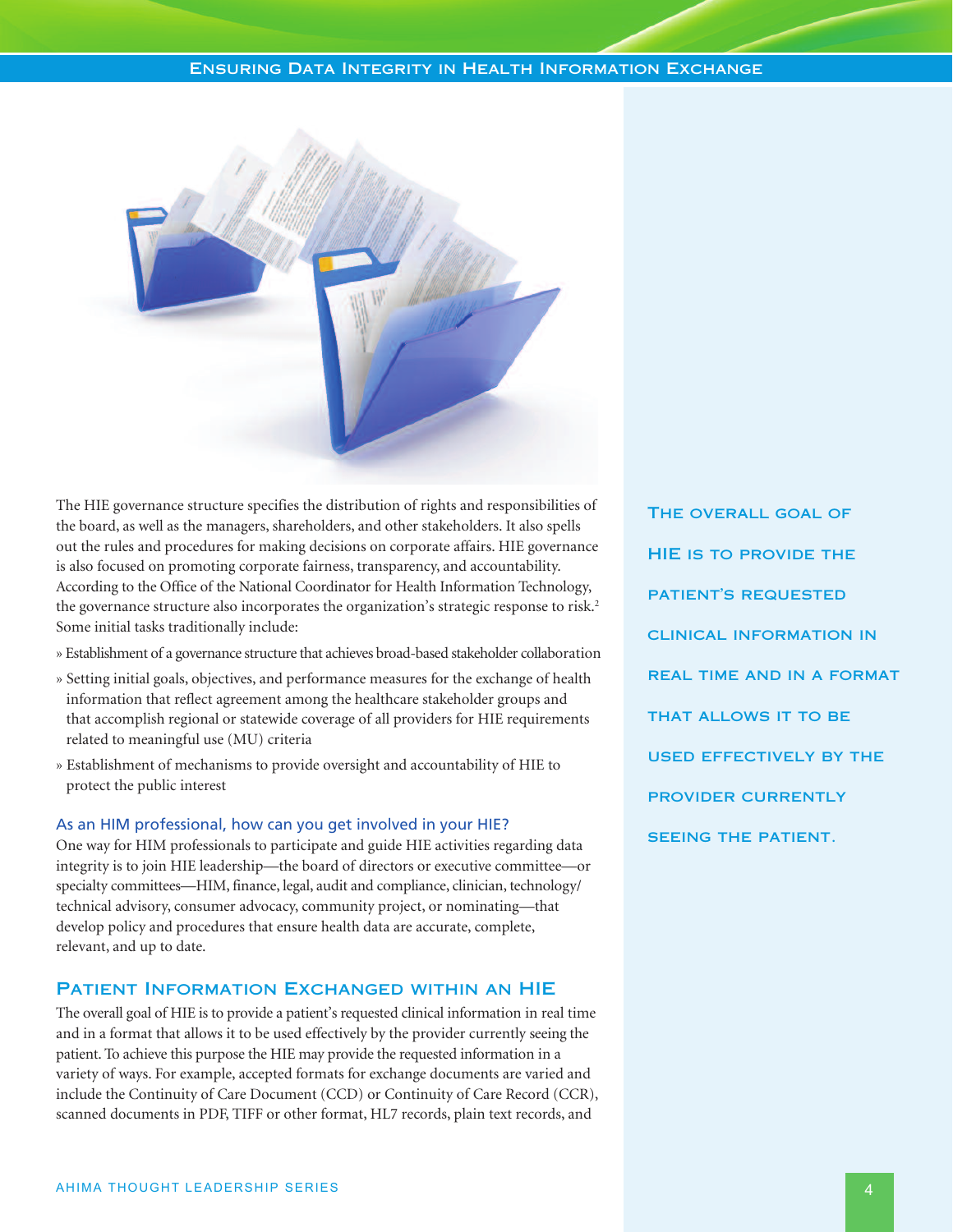The HIE governance structure specifies the distribution of rights and responsibilities of the board, as well as the managers, shareholders, and other stakeholders. It also spells out the rules and procedures for making decisions on corporate affairs. HIE governance is also focused on promoting corporate fairness, transparency, and accountability. According to the Office of the National Coordinator for Health Information Technology, the governance structure also incorporates the organization's strategic response to risk.[2] Some initial tasks traditionally include:

- Establishment of a governance structure that achieves broad-based stakeholder collaboration
- Setting initial goals, objectives, and performance measures for the exchange of health information that reflect agreement among the healthcare stakeholder groups and that accomplish regional or statewide coverage of all providers for HIE requirements related to meaningful use (MU) criteria
- Establishment of mechanisms to provide oversight and accountability of HIE to protect the public interest

### As an HIM professional, how can you get involved in your HIE?

One way for HIM professionals to participate and guide HIE activities regarding data integrity is to join HIE leadership—the board of directors or executive committee—or specialty committees—HIM, finance, legal, audit and compliance, clinician, technology/technical advisory, consumer advocacy, community project, or nominating—that develop policy and procedures that ensure health data are accurate, complete, relevant, and up to date.

> THE OVERALL GOAL OF HIE IS TO PROVIDE THE PATIENT'S REQUESTED CLINICAL INFORMATION IN REAL TIME AND IN A FORMAT THAT ALLOWS IT TO BE USED EFFECTIVELY BY THE PROVIDER CURRENTLY SEEING THE PATIENT.

## Patient Information Exchanged within an HIE

The overall goal of HIE is to provide a patient's requested clinical information in real time and in a format that allows it to be used effectively by the provider currently seeing the patient. To achieve this purpose the HIE may provide the requested information in a variety of ways. For example, accepted formats for exchange documents are varied and include the Continuity of Care Document (CCD) or Continuity of Care Record (CCR), scanned documents in PDF, TIFF or other format, HL7 records, plain text records, and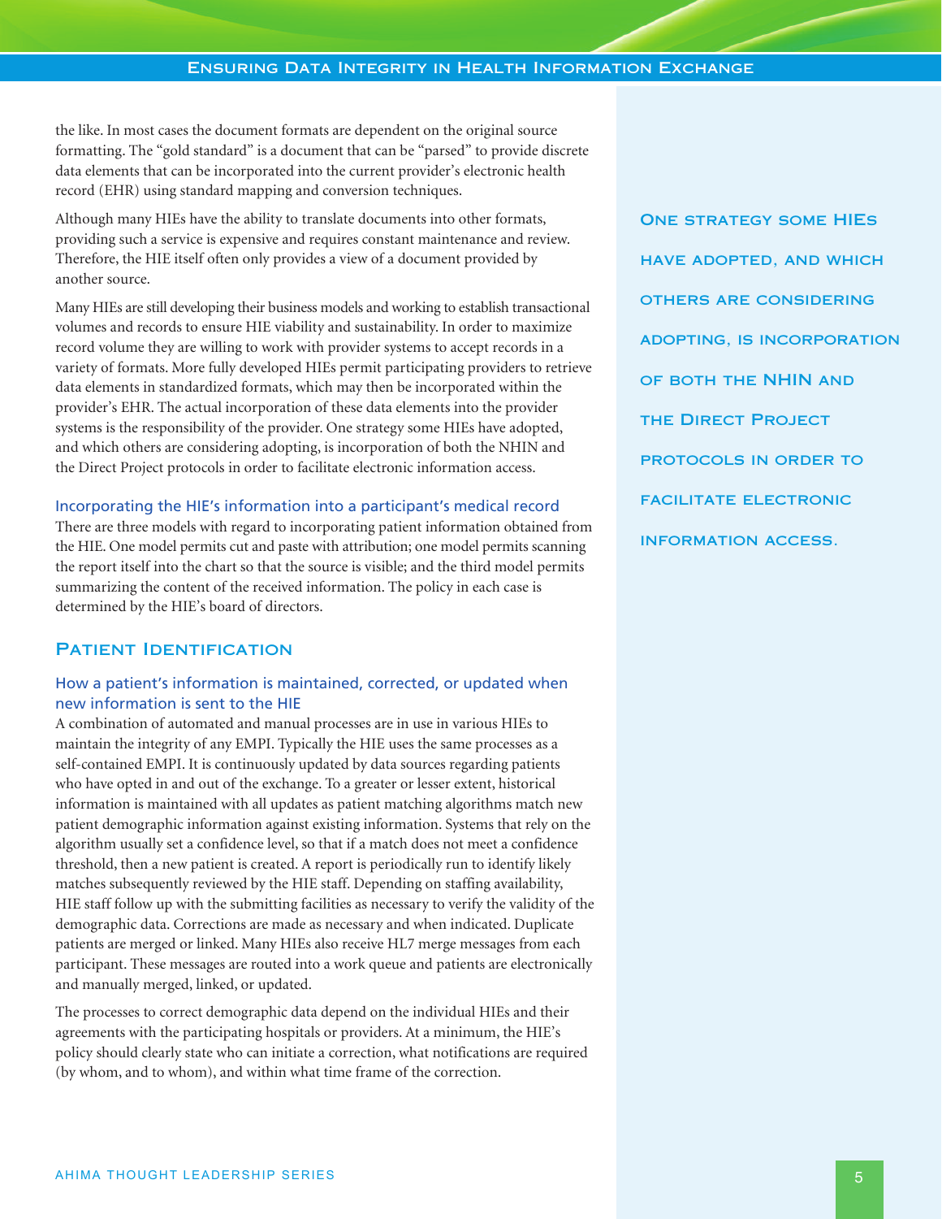the like. In most cases the document formats are dependent on the original source formatting. The "gold standard" is a document that can be "parsed" to provide discrete data elements that can be incorporated into the current provider's electronic health record (EHR) using standard mapping and conversion techniques.

Although many HIEs have the ability to translate documents into other formats, providing such a service is expensive and requires constant maintenance and review. Therefore, the HIE itself often only provides a view of a document provided by another source.

Many HIEs are still developing their business models and working to establish transactional volumes and records to ensure HIE viability and sustainability. In order to maximize record volume they are willing to work with provider systems to accept records in a variety of formats. More fully developed HIEs permit participating providers to retrieve data elements in standardized formats, which may then be incorporated within the provider's EHR. The actual incorporation of these data elements into the provider systems is the responsibility of the provider. One strategy some HIEs have adopted, and which others are considering adopting, is incorporation of both the NHIN and the Direct Project protocols in order to facilitate electronic information access.

> One strategy some HIEs have adopted, and which others are considering adopting, is incorporation of both the NHIN and the Direct Project protocols in order to facilitate electronic information access.

### Incorporating the HIE's information into a participant's medical record

There are three models with regard to incorporating patient information obtained from the HIE. One model permits cut and paste with attribution; one model permits scanning the report itself into the chart so that the source is visible; and the third model permits summarizing the content of the received information. The policy in each case is determined by the HIE's board of directors.

## Patient Identification

### How a patient's information is maintained, corrected, or updated when new information is sent to the HIE

A combination of automated and manual processes are in use in various HIEs to maintain the integrity of any EMPI. Typically the HIE uses the same processes as a self-contained EMPI. It is continuously updated by data sources regarding patients who have opted in and out of the exchange. To a greater or lesser extent, historical information is maintained with all updates as patient matching algorithms match new patient demographic information against existing information. Systems that rely on the algorithm usually set a confidence level, so that if a match does not meet a confidence threshold, then a new patient is created. A report is periodically run to identify likely matches subsequently reviewed by the HIE staff. Depending on staffing availability, HIE staff follow up with the submitting facilities as necessary to verify the validity of the demographic data. Corrections are made as necessary and when indicated. Duplicate patients are merged or linked. Many HIEs also receive HL7 merge messages from each participant. These messages are routed into a work queue and patients are electronically and manually merged, linked, or updated.

The processes to correct demographic data depend on the individual HIEs and their agreements with the participating hospitals or providers. At a minimum, the HIE's policy should clearly state who can initiate a correction, what notifications are required (by whom, and to whom), and within what time frame of the correction.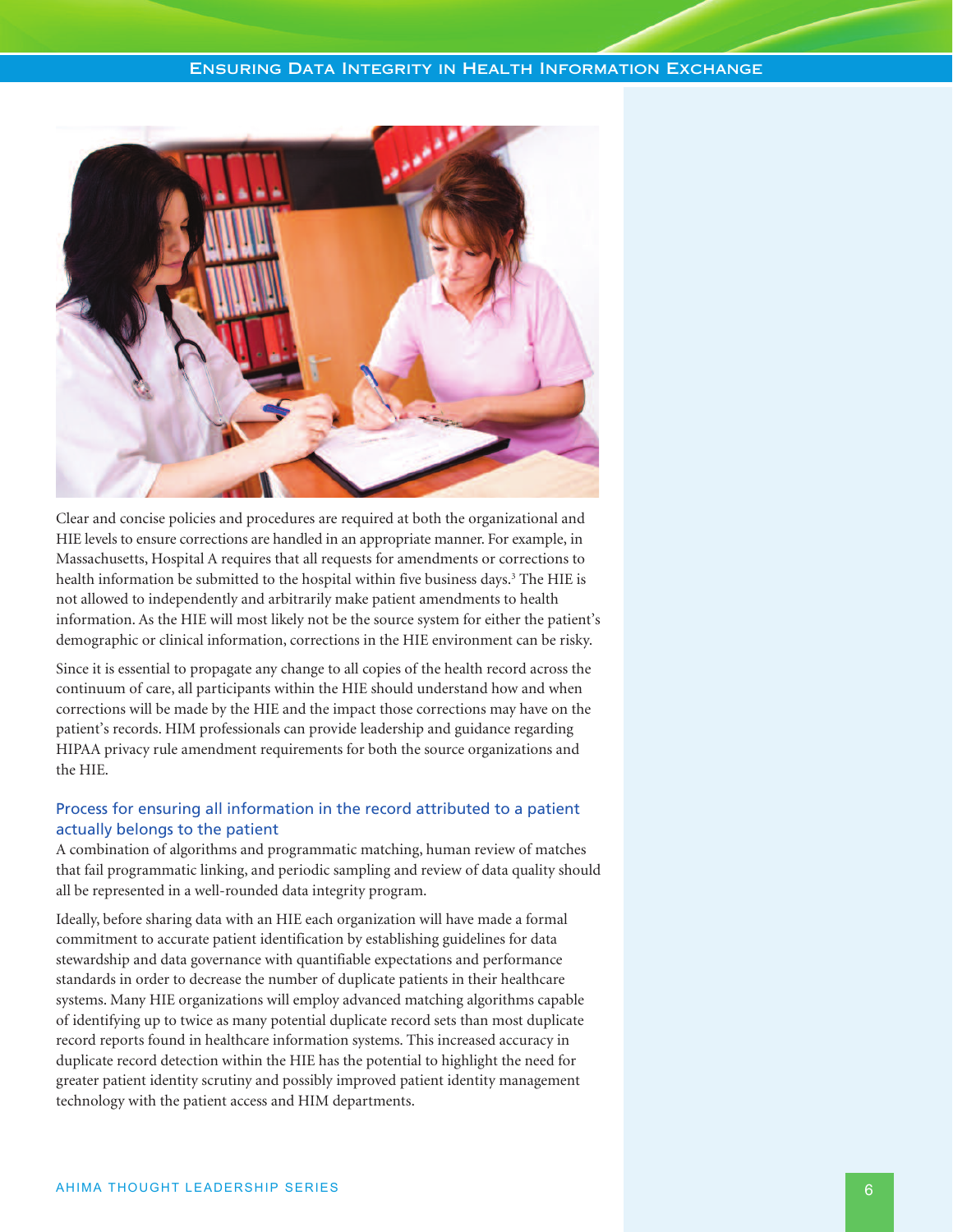Clear and concise policies and procedures are required at both the organizational and HIE levels to ensure corrections are handled in an appropriate manner. For example, in Massachusetts, Hospital A requires that all requests for amendments or corrections to health information be submitted to the hospital within five business days.[3] The HIE is not allowed to independently and arbitrarily make patient amendments to health information. As the HIE will most likely not be the source system for either the patient's demographic or clinical information, corrections in the HIE environment can be risky.

Since it is essential to propagate any change to all copies of the health record across the continuum of care, all participants within the HIE should understand how and when corrections will be made by the HIE and the impact those corrections may have on the patient's records. HIM professionals can provide leadership and guidance regarding HIPAA privacy rule amendment requirements for both the source organizations and the HIE.

### Process for ensuring all information in the record attributed to a patient actually belongs to the patient

A combination of algorithms and programmatic matching, human review of matches that fail programmatic linking, and periodic sampling and review of data quality should all be represented in a well-rounded data integrity program.

Ideally, before sharing data with an HIE each organization will have made a formal commitment to accurate patient identification by establishing guidelines for data stewardship and data governance with quantifiable expectations and performance standards in order to decrease the number of duplicate patients in their healthcare systems. Many HIE organizations will employ advanced matching algorithms capable of identifying up to twice as many potential duplicate record sets than most duplicate record reports found in healthcare information systems. This increased accuracy in duplicate record detection within the HIE has the potential to highlight the need for greater patient identity scrutiny and possibly improved patient identity management technology with the patient access and HIM departments.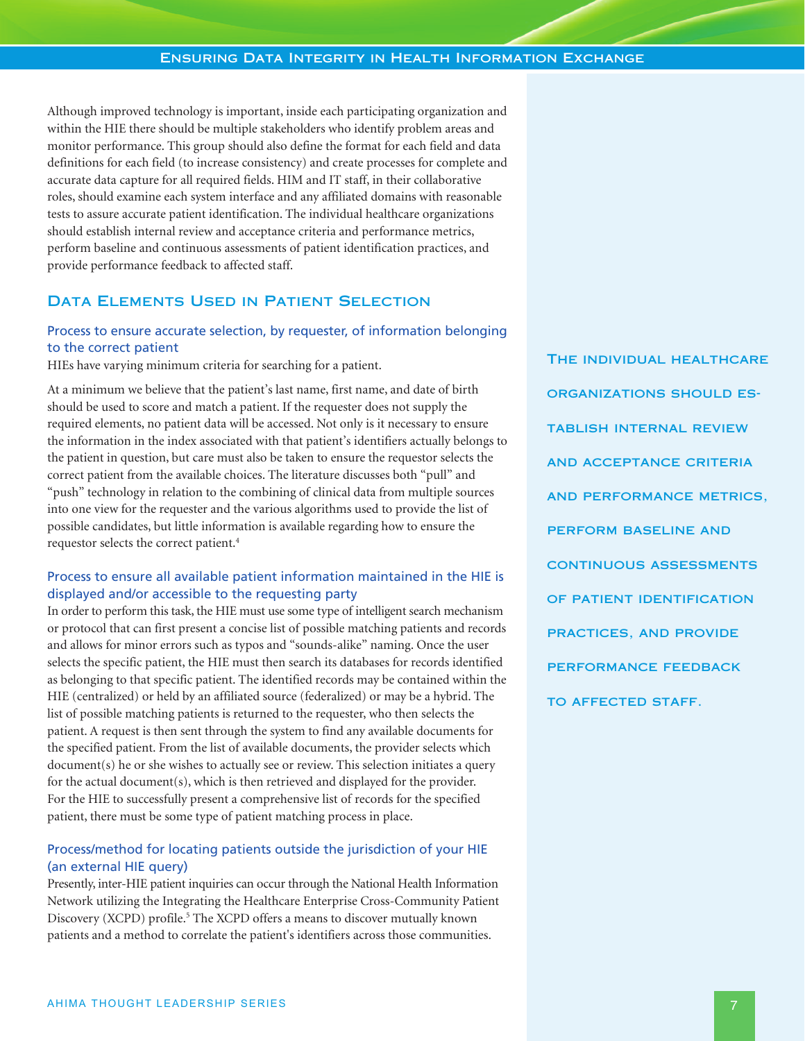Although improved technology is important, inside each participating organization and within the HIE there should be multiple stakeholders who identify problem areas and monitor performance. This group should also define the format for each field and data definitions for each field (to increase consistency) and create processes for complete and accurate data capture for all required fields. HIM and IT staff, in their collaborative roles, should examine each system interface and any affiliated domains with reasonable tests to assure accurate patient identification. The individual healthcare organizations should establish internal review and acceptance criteria and performance metrics, perform baseline and continuous assessments of patient identification practices, and provide performance feedback to affected staff.

## Data Elements Used in Patient Selection

### Process to ensure accurate selection, by requester, of information belonging to the correct patient

HIEs have varying minimum criteria for searching for a patient.

At a minimum we believe that the patient's last name, first name, and date of birth should be used to score and match a patient. If the requester does not supply the required elements, no patient data will be accessed. Not only is it necessary to ensure the information in the index associated with that patient's identifiers actually belongs to the patient in question, but care must also be taken to ensure the requestor selects the correct patient from the available choices. The literature discusses both "pull" and "push" technology in relation to the combining of clinical data from multiple sources into one view for the requester and the various algorithms used to provide the list of possible candidates, but little information is available regarding how to ensure the requestor selects the correct patient.[4]

### Process to ensure all available patient information maintained in the HIE is displayed and/or accessible to the requesting party

In order to perform this task, the HIE must use some type of intelligent search mechanism or protocol that can first present a concise list of possible matching patients and records and allows for minor errors such as typos and "sounds-alike" naming. Once the user selects the specific patient, the HIE must then search its databases for records identified as belonging to that specific patient. The identified records may be contained within the HIE (centralized) or held by an affiliated source (federalized) or may be a hybrid. The list of possible matching patients is returned to the requester, who then selects the patient. A request is then sent through the system to find any available documents for the specified patient. From the list of available documents, the provider selects which document(s) he or she wishes to actually see or review. This selection initiates a query for the actual document(s), which is then retrieved and displayed for the provider. For the HIE to successfully present a comprehensive list of records for the specified patient, there must be some type of patient matching process in place.

### Process/method for locating patients outside the jurisdiction of your HIE (an external HIE query)

Presently, inter-HIE patient inquiries can occur through the National Health Information Network utilizing the Integrating the Healthcare Enterprise Cross-Community Patient Discovery (XCPD) profile.[5] The XCPD offers a means to discover mutually known patients and a method to correlate the patient's identifiers across those communities.

**The individual healthcare organizations should establish internal review and acceptance criteria and performance metrics, perform baseline and continuous assessments of patient identification practices, and provide performance feedback to affected staff.**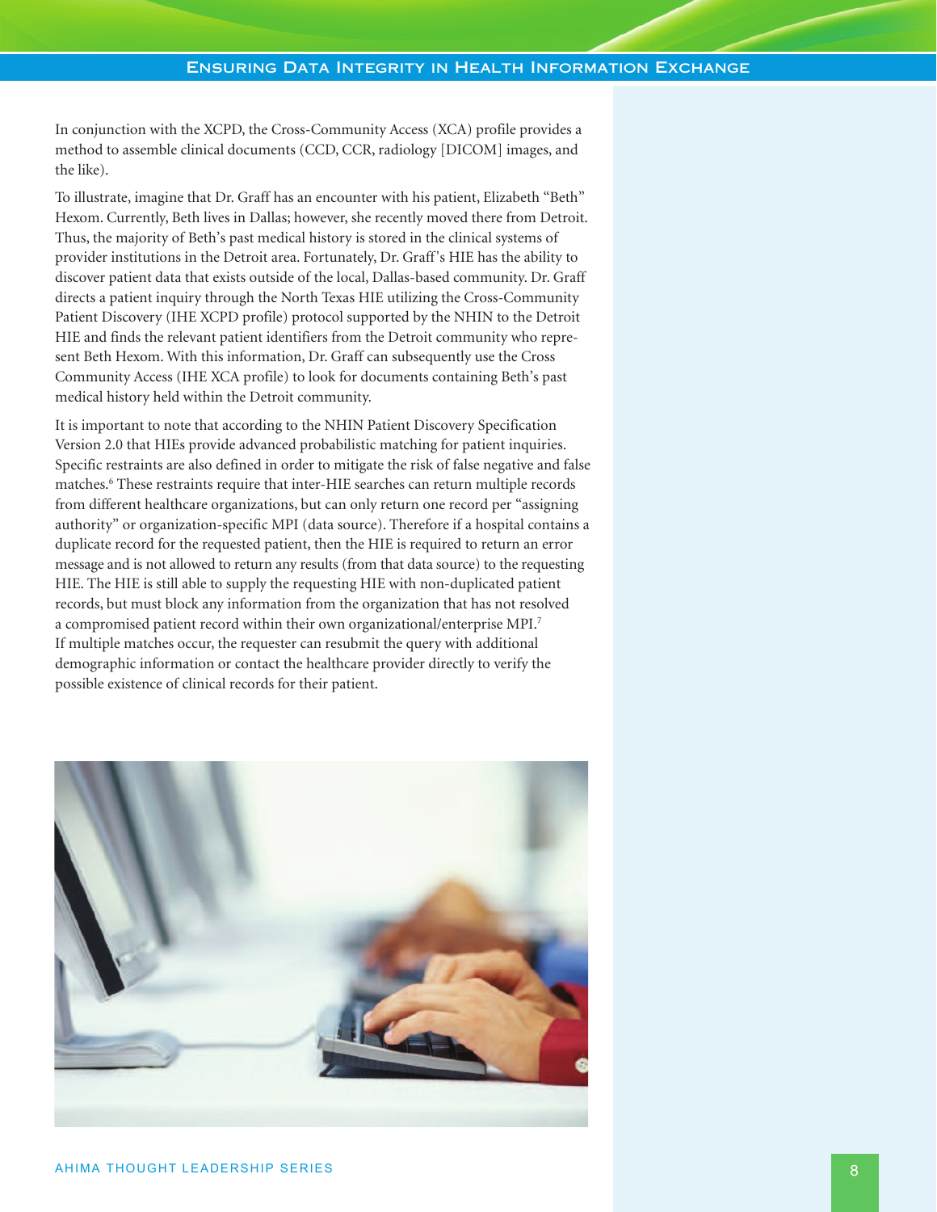In conjunction with the XCPD, the Cross-Community Access (XCA) profile provides a method to assemble clinical documents (CCD, CCR, radiology [DICOM] images, and the like).

To illustrate, imagine that Dr. Graff has an encounter with his patient, Elizabeth "Beth" Hexom. Currently, Beth lives in Dallas; however, she recently moved there from Detroit. Thus, the majority of Beth's past medical history is stored in the clinical systems of provider institutions in the Detroit area. Fortunately, Dr. Graff's HIE has the ability to discover patient data that exists outside of the local, Dallas-based community. Dr. Graff directs a patient inquiry through the North Texas HIE utilizing the Cross-Community Patient Discovery (IHE XCPD profile) protocol supported by the NHIN to the Detroit HIE and finds the relevant patient identifiers from the Detroit community who represent Beth Hexom. With this information, Dr. Graff can subsequently use the Cross Community Access (IHE XCA profile) to look for documents containing Beth's past medical history held within the Detroit community.

It is important to note that according to the NHIN Patient Discovery Specification Version 2.0 that HIEs provide advanced probabilistic matching for patient inquiries. Specific restraints are also defined in order to mitigate the risk of false negative and false matches.[6] These restraints require that inter-HIE searches can return multiple records from different healthcare organizations, but can only return one record per "assigning authority" or organization-specific MPI (data source). Therefore if a hospital contains a duplicate record for the requested patient, then the HIE is required to return an error message and is not allowed to return any results (from that data source) to the requesting HIE. The HIE is still able to supply the requesting HIE with non-duplicated patient records, but must block any information from the organization that has not resolved a compromised patient record within their own organizational/enterprise MPI.[7] If multiple matches occur, the requester can resubmit the query with additional demographic information or contact the healthcare provider directly to verify the possible existence of clinical records for their patient.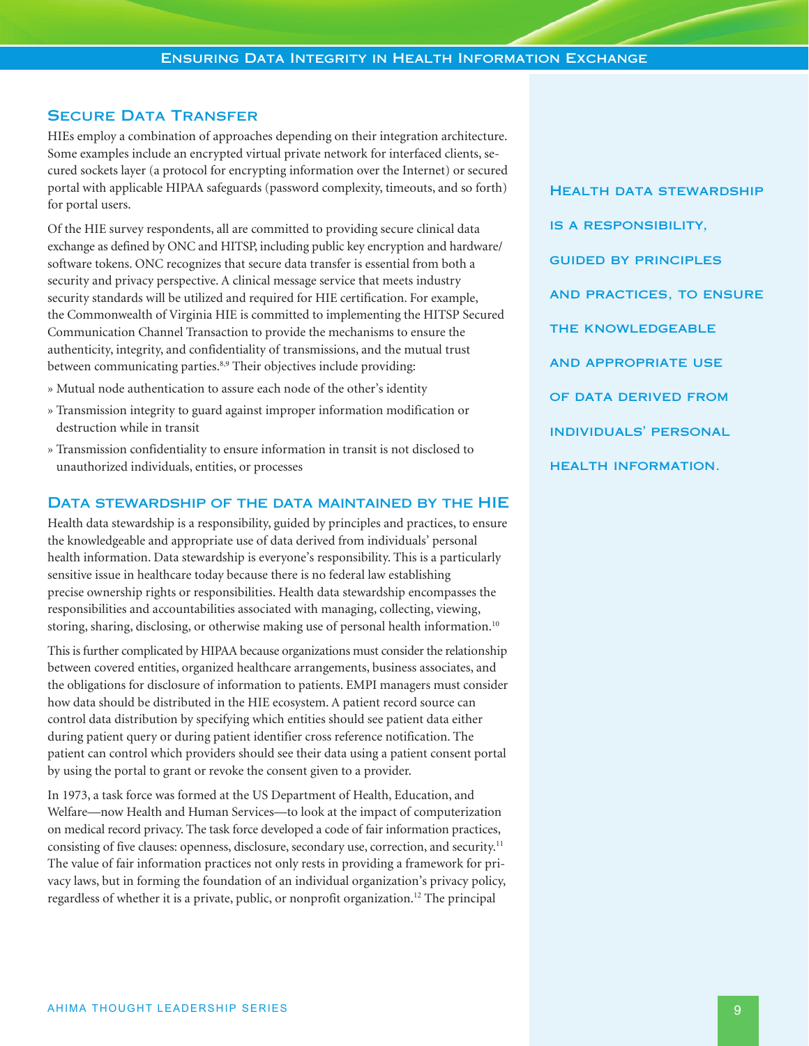## Secure Data Transfer

HIEs employ a combination of approaches depending on their integration architecture. Some examples include an encrypted virtual private network for interfaced clients, secured sockets layer (a protocol for encrypting information over the Internet) or secured portal with applicable HIPAA safeguards (password complexity, timeouts, and so forth) for portal users.

Of the HIE survey respondents, all are committed to providing secure clinical data exchange as defined by ONC and HITSP, including public key encryption and hardware/software tokens. ONC recognizes that secure data transfer is essential from both a security and privacy perspective. A clinical message service that meets industry security standards will be utilized and required for HIE certification. For example, the Commonwealth of Virginia HIE is committed to implementing the HITSP Secured Communication Channel Transaction to provide the mechanisms to ensure the authenticity, integrity, and confidentiality of transmissions, and the mutual trust between communicating parties.[8,9] Their objectives include providing:

- Mutual node authentication to assure each node of the other's identity
- Transmission integrity to guard against improper information modification or destruction while in transit
- Transmission confidentiality to ensure information in transit is not disclosed to unauthorized individuals, entities, or processes

## Data stewardship of the data maintained by the HIE

Health data stewardship is a responsibility, guided by principles and practices, to ensure the knowledgeable and appropriate use of data derived from individuals' personal health information. Data stewardship is everyone's responsibility. This is a particularly sensitive issue in healthcare today because there is no federal law establishing precise ownership rights or responsibilities. Health data stewardship encompasses the responsibilities and accountabilities associated with managing, collecting, viewing, storing, sharing, disclosing, or otherwise making use of personal health information.[10]

This is further complicated by HIPAA because organizations must consider the relationship between covered entities, organized healthcare arrangements, business associates, and the obligations for disclosure of information to patients. EMPI managers must consider how data should be distributed in the HIE ecosystem. A patient record source can control data distribution by specifying which entities should see patient data either during patient query or during patient identifier cross reference notification. The patient can control which providers should see their data using a patient consent portal by using the portal to grant or revoke the consent given to a provider.

In 1973, a task force was formed at the US Department of Health, Education, and Welfare—now Health and Human Services—to look at the impact of computerization on medical record privacy. The task force developed a code of fair information practices, consisting of five clauses: openness, disclosure, secondary use, correction, and security.[11] The value of fair information practices not only rests in providing a framework for privacy laws, but in forming the foundation of an individual organization's privacy policy, regardless of whether it is a private, public, or nonprofit organization.[12] The principal

> **Health data stewardship is a responsibility, guided by principles and practices, to ensure the knowledgeable and appropriate use of data derived from individuals' personal health information.**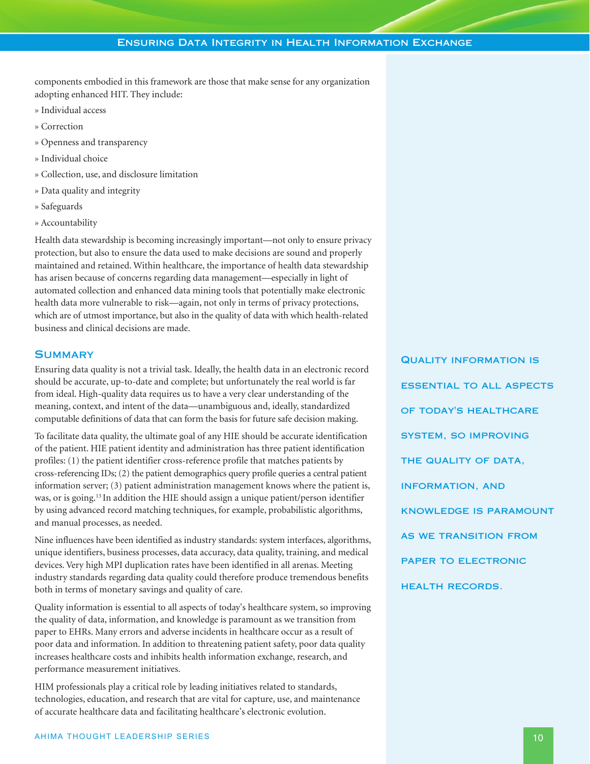components embodied in this framework are those that make sense for any organization adopting enhanced HIT. They include:

- » Individual access
- » Correction
- » Openness and transparency
- » Individual choice
- » Collection, use, and disclosure limitation
- » Data quality and integrity
- » Safeguards
- » Accountability

Health data stewardship is becoming increasingly important—not only to ensure privacy protection, but also to ensure the data used to make decisions are sound and properly maintained and retained. Within healthcare, the importance of health data stewardship has arisen because of concerns regarding data management—especially in light of automated collection and enhanced data mining tools that potentially make electronic health data more vulnerable to risk—again, not only in terms of privacy protections, which are of utmost importance, but also in the quality of data with which health-related business and clinical decisions are made.

## Summary

Ensuring data quality is not a trivial task. Ideally, the health data in an electronic record should be accurate, up-to-date and complete; but unfortunately the real world is far from ideal. High-quality data requires us to have a very clear understanding of the meaning, context, and intent of the data—unambiguous and, ideally, standardized computable definitions of data that can form the basis for future safe decision making.

To facilitate data quality, the ultimate goal of any HIE should be accurate identification of the patient. HIE patient identity and administration has three patient identification profiles: (1) the patient identifier cross-reference profile that matches patients by cross-referencing IDs; (2) the patient demographics query profile queries a central patient information server; (3) patient administration management knows where the patient is, was, or is going.[13] In addition the HIE should assign a unique patient/person identifier by using advanced record matching techniques, for example, probabilistic algorithms, and manual processes, as needed.

Nine influences have been identified as industry standards: system interfaces, algorithms, unique identifiers, business processes, data accuracy, data quality, training, and medical devices. Very high MPI duplication rates have been identified in all arenas. Meeting industry standards regarding data quality could therefore produce tremendous benefits both in terms of monetary savings and quality of care.

Quality information is essential to all aspects of today's healthcare system, so improving the quality of data, information, and knowledge is paramount as we transition from paper to EHRs. Many errors and adverse incidents in healthcare occur as a result of poor data and information. In addition to threatening patient safety, poor data quality increases healthcare costs and inhibits health information exchange, research, and performance measurement initiatives.

HIM professionals play a critical role by leading initiatives related to standards, technologies, education, and research that are vital for capture, use, and maintenance of accurate healthcare data and facilitating healthcare's electronic evolution.

**Quality information is essential to all aspects of today's healthcare system, so improving the quality of data, information, and knowledge is paramount as we transition from paper to electronic health records.**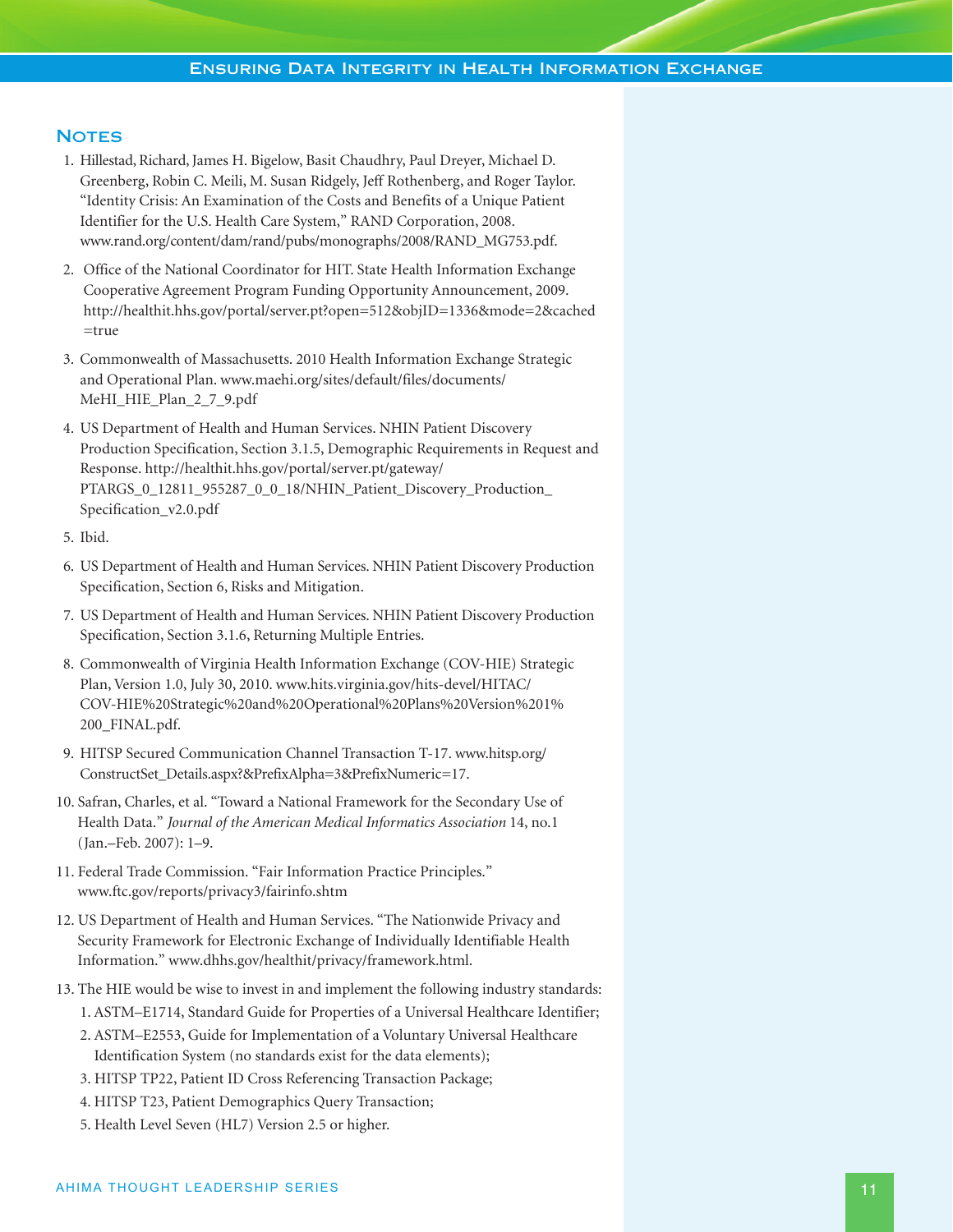## Notes

1. Hillestad, Richard, James H. Bigelow, Basit Chaudhry, Paul Dreyer, Michael D. Greenberg, Robin C. Meili, M. Susan Ridgely, Jeff Rothenberg, and Roger Taylor. "Identity Crisis: An Examination of the Costs and Benefits of a Unique Patient Identifier for the U.S. Health Care System," RAND Corporation, 2008. www.rand.org/content/dam/rand/pubs/monographs/2008/RAND_MG753.pdf.

2. Office of the National Coordinator for HIT. State Health Information Exchange Cooperative Agreement Program Funding Opportunity Announcement, 2009. http://healthit.hhs.gov/portal/server.pt?open=512&objID=1336&mode=2&cached=true

3. Commonwealth of Massachusetts. 2010 Health Information Exchange Strategic and Operational Plan. www.maehi.org/sites/default/files/documents/MeHI_HIE_Plan_2_7_9.pdf

4. US Department of Health and Human Services. NHIN Patient Discovery Production Specification, Section 3.1.5, Demographic Requirements in Request and Response. http://healthit.hhs.gov/portal/server.pt/gateway/PTARGS_0_12811_955287_0_0_18/NHIN_Patient_Discovery_Production_Specification_v2.0.pdf

5. Ibid.

6. US Department of Health and Human Services. NHIN Patient Discovery Production Specification, Section 6, Risks and Mitigation.

7. US Department of Health and Human Services. NHIN Patient Discovery Production Specification, Section 3.1.6, Returning Multiple Entries.

8. Commonwealth of Virginia Health Information Exchange (COV-HIE) Strategic Plan, Version 1.0, July 30, 2010. www.hits.virginia.gov/hits-devel/HITAC/COV-HIE%20Strategic%20and%20Operational%20Plans%20Version%201%200_FINAL.pdf.

9. HITSP Secured Communication Channel Transaction T-17. www.hitsp.org/ConstructSet_Details.aspx?&PrefixAlpha=3&PrefixNumeric=17.

10. Safran, Charles, et al. "Toward a National Framework for the Secondary Use of Health Data." *Journal of the American Medical Informatics Association* 14, no.1 (Jan.–Feb. 2007): 1–9.

11. Federal Trade Commission. "Fair Information Practice Principles." www.ftc.gov/reports/privacy3/fairinfo.shtm

12. US Department of Health and Human Services. "The Nationwide Privacy and Security Framework for Electronic Exchange of Individually Identifiable Health Information." www.dhhs.gov/healthit/privacy/framework.html.

13. The HIE would be wise to invest in and implement the following industry standards:
    1. ASTM–E1714, Standard Guide for Properties of a Universal Healthcare Identifier;
    2. ASTM–E2553, Guide for Implementation of a Voluntary Universal Healthcare Identification System (no standards exist for the data elements);
    3. HITSP TP22, Patient ID Cross Referencing Transaction Package;
    4. HITSP T23, Patient Demographics Query Transaction;
    5. Health Level Seven (HL7) Version 2.5 or higher.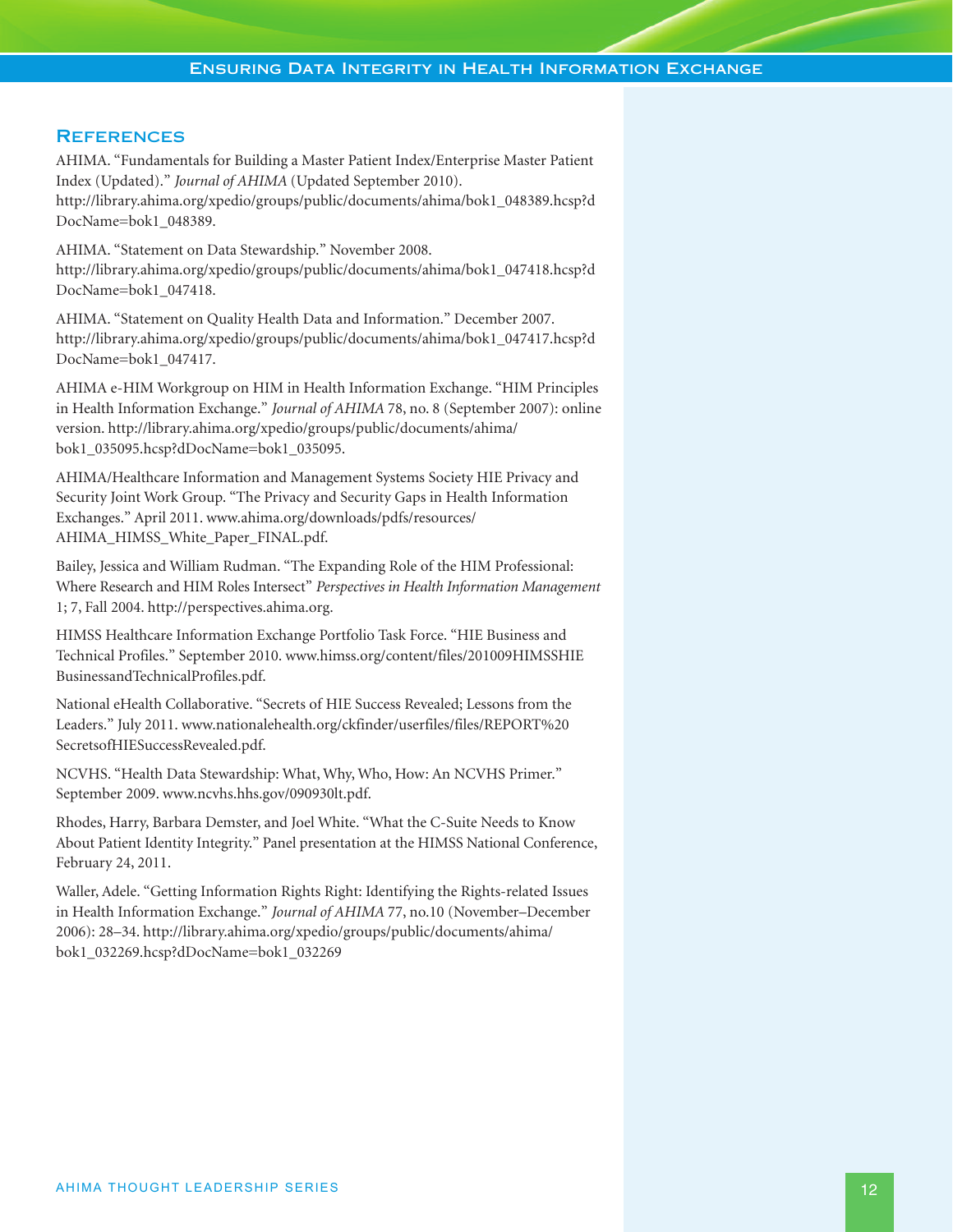## References

AHIMA. "Fundamentals for Building a Master Patient Index/Enterprise Master Patient Index (Updated)." *Journal of AHIMA* (Updated September 2010). http://library.ahima.org/xpedio/groups/public/documents/ahima/bok1_048389.hcsp?dDocName=bok1_048389.

AHIMA. "Statement on Data Stewardship." November 2008. http://library.ahima.org/xpedio/groups/public/documents/ahima/bok1_047418.hcsp?dDocName=bok1_047418.

AHIMA. "Statement on Quality Health Data and Information." December 2007. http://library.ahima.org/xpedio/groups/public/documents/ahima/bok1_047417.hcsp?dDocName=bok1_047417.

AHIMA e-HIM Workgroup on HIM in Health Information Exchange. "HIM Principles in Health Information Exchange." *Journal of AHIMA* 78, no. 8 (September 2007): online version. http://library.ahima.org/xpedio/groups/public/documents/ahima/bok1_035095.hcsp?dDocName=bok1_035095.

AHIMA/Healthcare Information and Management Systems Society HIE Privacy and Security Joint Work Group. "The Privacy and Security Gaps in Health Information Exchanges." April 2011. www.ahima.org/downloads/pdfs/resources/AHIMA_HIMSS_White_Paper_FINAL.pdf.

Bailey, Jessica and William Rudman. "The Expanding Role of the HIM Professional: Where Research and HIM Roles Intersect" *Perspectives in Health Information Management* 1; 7, Fall 2004. http://perspectives.ahima.org.

HIMSS Healthcare Information Exchange Portfolio Task Force. "HIE Business and Technical Profiles." September 2010. www.himss.org/content/files/201009HIMSSHIEBusinessandTechnicalProfiles.pdf.

National eHealth Collaborative. "Secrets of HIE Success Revealed; Lessons from the Leaders." July 2011. www.nationalehealth.org/ckfinder/userfiles/files/REPORT%20SecretsofHIESuccessRevealed.pdf.

NCVHS. "Health Data Stewardship: What, Why, Who, How: An NCVHS Primer." September 2009. www.ncvhs.hhs.gov/090930lt.pdf.

Rhodes, Harry, Barbara Demster, and Joel White. "What the C-Suite Needs to Know About Patient Identity Integrity." Panel presentation at the HIMSS National Conference, February 24, 2011.

Waller, Adele. "Getting Information Rights Right: Identifying the Rights-related Issues in Health Information Exchange." *Journal of AHIMA* 77, no.10 (November–December 2006): 28–34. http://library.ahima.org/xpedio/groups/public/documents/ahima/bok1_032269.hcsp?dDocName=bok1_032269